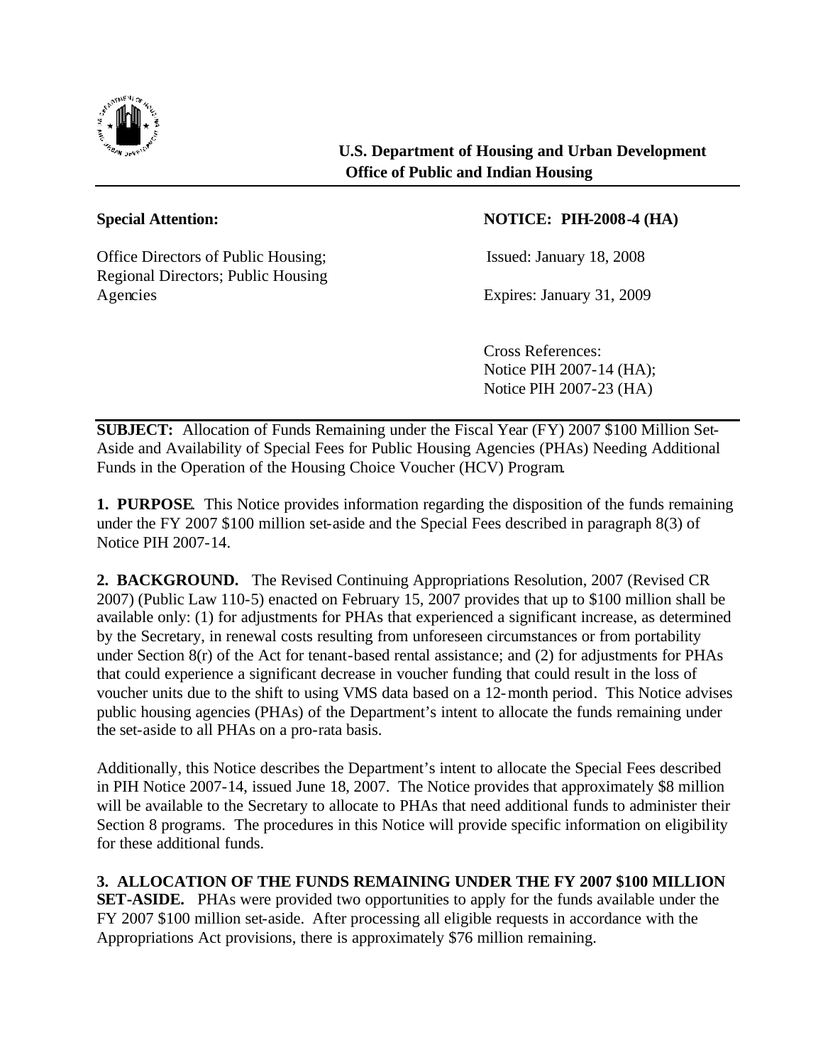**U.S. Department of Housing and Urban Development**
**Office of Public and Indian Housing**

---

**Special Attention:**

Office Directors of Public Housing; Regional Directors; Public Housing Agencies

**NOTICE: PIH-2008-4 (HA)**

Issued: January 18, 2008

Expires: January 31, 2009

Cross References:
Notice PIH 2007-14 (HA);
Notice PIH 2007-23 (HA)

---

**SUBJECT:** Allocation of Funds Remaining under the Fiscal Year (FY) 2007 $100 Million Set-Aside and Availability of Special Fees for Public Housing Agencies (PHAs) Needing Additional Funds in the Operation of the Housing Choice Voucher (HCV) Program.

**1. PURPOSE**. This Notice provides information regarding the disposition of the funds remaining under the FY 2007 $100 million set-aside and the Special Fees described in paragraph 8(3) of Notice PIH 2007-14.

**2. BACKGROUND.** The Revised Continuing Appropriations Resolution, 2007 (Revised CR 2007) (Public Law 110-5) enacted on February 15, 2007 provides that up to $100 million shall be available only: (1) for adjustments for PHAs that experienced a significant increase, as determined by the Secretary, in renewal costs resulting from unforeseen circumstances or from portability under Section 8(r) of the Act for tenant-based rental assistance; and (2) for adjustments for PHAs that could experience a significant decrease in voucher funding that could result in the loss of voucher units due to the shift to using VMS data based on a 12-month period. This Notice advises public housing agencies (PHAs) of the Department's intent to allocate the funds remaining under the set-aside to all PHAs on a pro-rata basis.

Additionally, this Notice describes the Department's intent to allocate the Special Fees described in PIH Notice 2007-14, issued June 18, 2007. The Notice provides that approximately $8 million will be available to the Secretary to allocate to PHAs that need additional funds to administer their Section 8 programs. The procedures in this Notice will provide specific information on eligibility for these additional funds.

**3. ALLOCATION OF THE FUNDS REMAINING UNDER THE FY 2007 $100 MILLION SET-ASIDE.** PHAs were provided two opportunities to apply for the funds available under the FY 2007 $100 million set-aside. After processing all eligible requests in accordance with the Appropriations Act provisions, there is approximately $76 million remaining.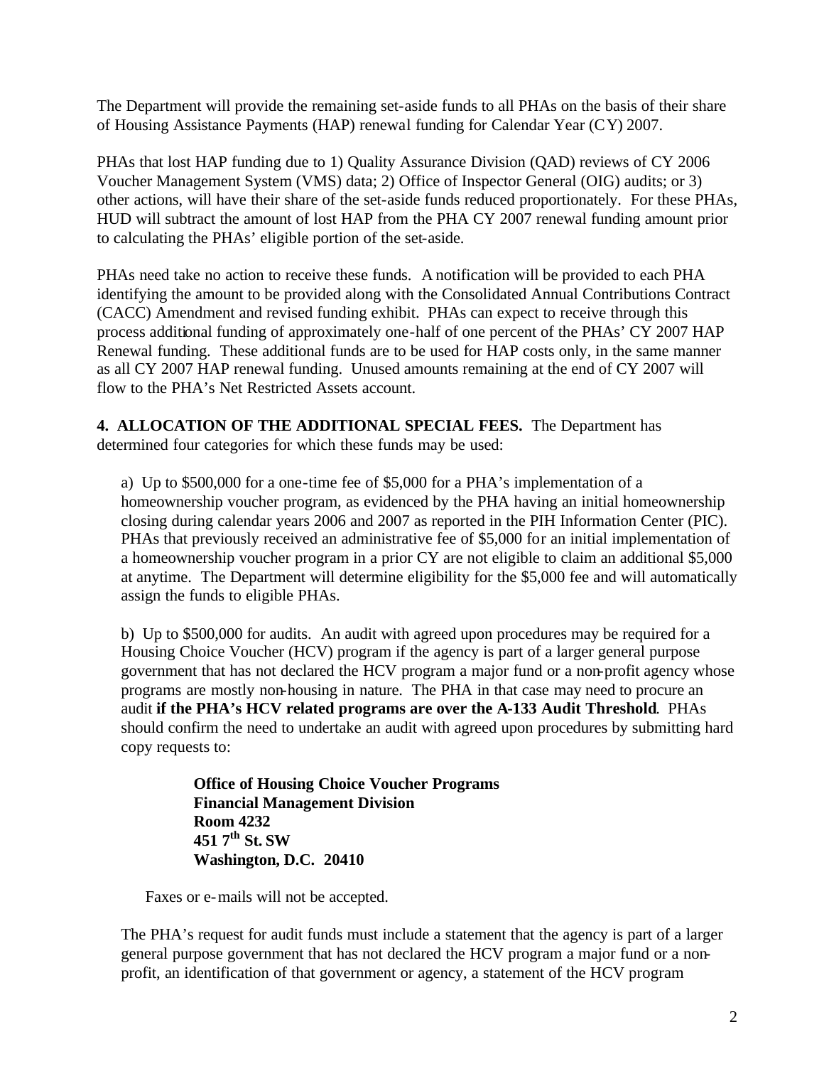The Department will provide the remaining set-aside funds to all PHAs on the basis of their share of Housing Assistance Payments (HAP) renewal funding for Calendar Year (CY) 2007.

PHAs that lost HAP funding due to 1) Quality Assurance Division (QAD) reviews of CY 2006 Voucher Management System (VMS) data; 2) Office of Inspector General (OIG) audits; or 3) other actions, will have their share of the set-aside funds reduced proportionately. For these PHAs, HUD will subtract the amount of lost HAP from the PHA CY 2007 renewal funding amount prior to calculating the PHAs' eligible portion of the set-aside.

PHAs need take no action to receive these funds. A notification will be provided to each PHA identifying the amount to be provided along with the Consolidated Annual Contributions Contract (CACC) Amendment and revised funding exhibit. PHAs can expect to receive through this process additional funding of approximately one-half of one percent of the PHAs' CY 2007 HAP Renewal funding. These additional funds are to be used for HAP costs only, in the same manner as all CY 2007 HAP renewal funding. Unused amounts remaining at the end of CY 2007 will flow to the PHA's Net Restricted Assets account.

**4. ALLOCATION OF THE ADDITIONAL SPECIAL FEES.** The Department has determined four categories for which these funds may be used:

a) Up to $500,000 for a one-time fee of $5,000 for a PHA's implementation of a homeownership voucher program, as evidenced by the PHA having an initial homeownership closing during calendar years 2006 and 2007 as reported in the PIH Information Center (PIC). PHAs that previously received an administrative fee of $5,000 for an initial implementation of a homeownership voucher program in a prior CY are not eligible to claim an additional $5,000 at anytime. The Department will determine eligibility for the $5,000 fee and will automatically assign the funds to eligible PHAs.

b) Up to $500,000 for audits. An audit with agreed upon procedures may be required for a Housing Choice Voucher (HCV) program if the agency is part of a larger general purpose government that has not declared the HCV program a major fund or a non-profit agency whose programs are mostly non-housing in nature. The PHA in that case may need to procure an audit **if the PHA's HCV related programs are over the A-133 Audit Threshold**. PHAs should confirm the need to undertake an audit with agreed upon procedures by submitting hard copy requests to:

> **Office of Housing Choice Voucher Programs**
> **Financial Management Division**
> **Room 4232**
> **451 7th St. SW**
> **Washington, D.C. 20410**

Faxes or e-mails will not be accepted.

The PHA's request for audit funds must include a statement that the agency is part of a larger general purpose government that has not declared the HCV program a major fund or a non-profit, an identification of that government or agency, a statement of the HCV program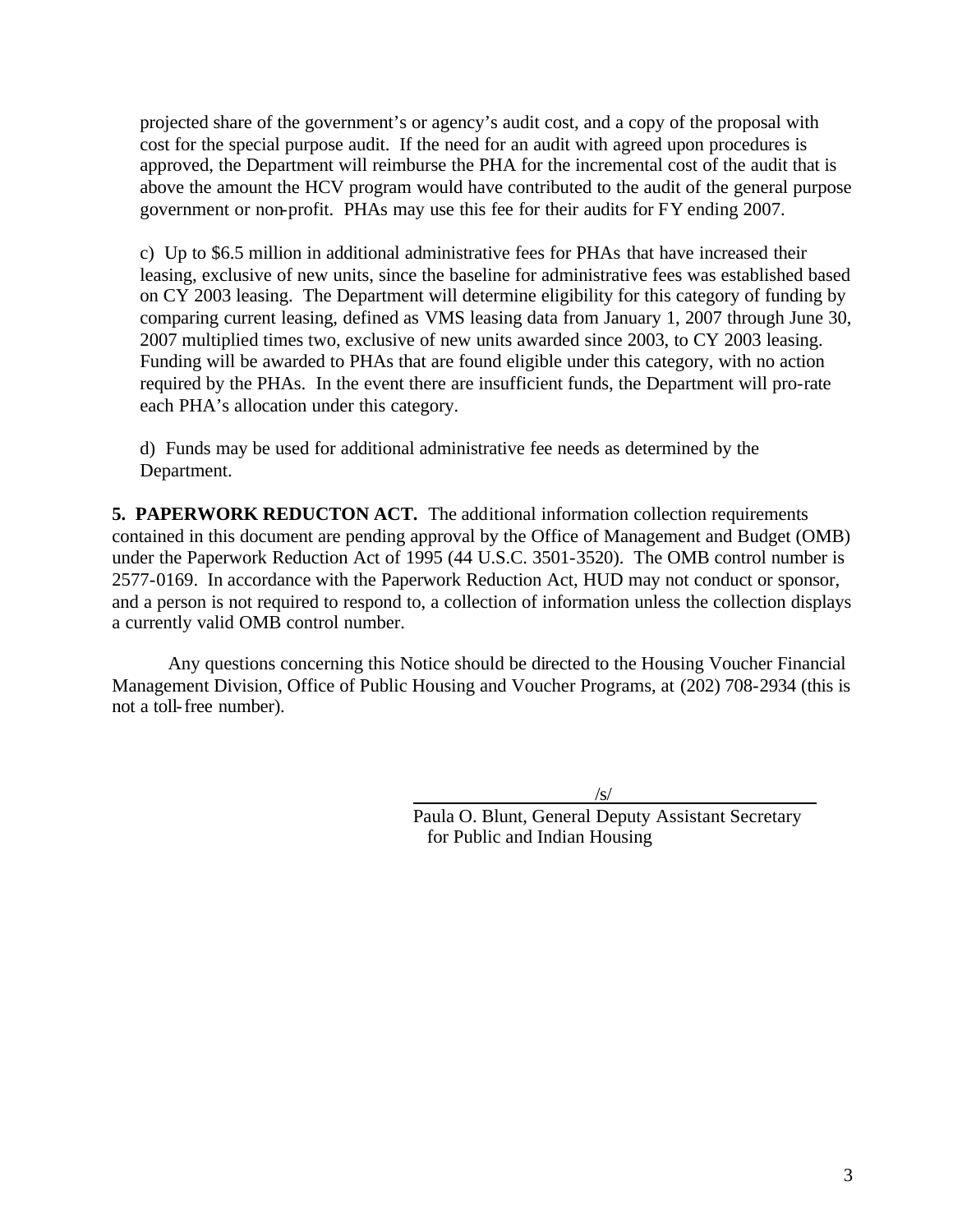projected share of the government's or agency's audit cost, and a copy of the proposal with cost for the special purpose audit. If the need for an audit with agreed upon procedures is approved, the Department will reimburse the PHA for the incremental cost of the audit that is above the amount the HCV program would have contributed to the audit of the general purpose government or non-profit. PHAs may use this fee for their audits for FY ending 2007.

c) Up to $6.5 million in additional administrative fees for PHAs that have increased their leasing, exclusive of new units, since the baseline for administrative fees was established based on CY 2003 leasing. The Department will determine eligibility for this category of funding by comparing current leasing, defined as VMS leasing data from January 1, 2007 through June 30, 2007 multiplied times two, exclusive of new units awarded since 2003, to CY 2003 leasing. Funding will be awarded to PHAs that are found eligible under this category, with no action required by the PHAs. In the event there are insufficient funds, the Department will pro-rate each PHA's allocation under this category.

d) Funds may be used for additional administrative fee needs as determined by the Department.

**5. PAPERWORK REDUCTON ACT.** The additional information collection requirements contained in this document are pending approval by the Office of Management and Budget (OMB) under the Paperwork Reduction Act of 1995 (44 U.S.C. 3501-3520). The OMB control number is 2577-0169. In accordance with the Paperwork Reduction Act, HUD may not conduct or sponsor, and a person is not required to respond to, a collection of information unless the collection displays a currently valid OMB control number.

Any questions concerning this Notice should be directed to the Housing Voucher Financial Management Division, Office of Public Housing and Voucher Programs, at (202) 708-2934 (this is not a toll-free number).

/s/

Paula O. Blunt, General Deputy Assistant Secretary for Public and Indian Housing